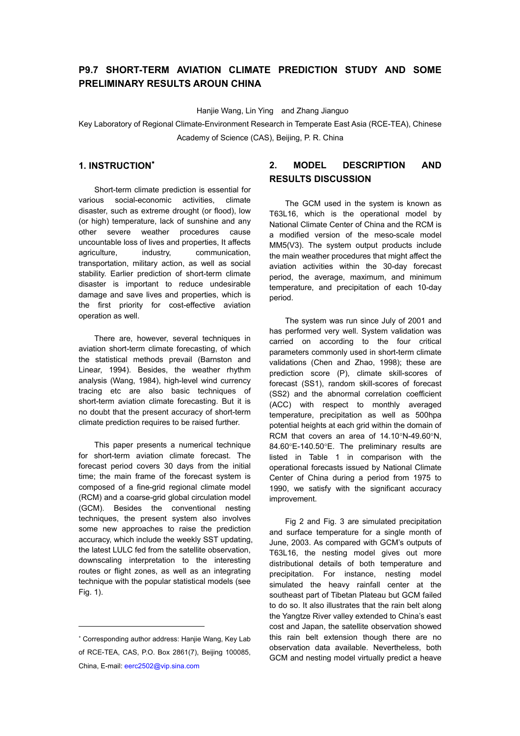# P9.7 SHORT-TERM AVIATION CLIMATE PREDICTION STUDY AND SOME PRELIMINARY RESULTS AROUN CHINA

Hanjie Wang, Lin Ying and Zhang Jianguo

Key Laboratory of Regional Climate-Environment Research in Temperate East Asia (RCE-TEA), Chinese Academy of Science (CAS), Beijing, P. R. China

## 1. INSTRUCTION*

Short-term climate prediction is essential for various social-economic activities, climate disaster, such as extreme drought (or flood), low (or high) temperature, lack of sunshine and any other severe weather procedures cause uncountable loss of lives and properties, It affects agriculture, industry, communication, transportation, military action, as well as social stability. Earlier prediction of short-term climate disaster is important to reduce undesirable damage and save lives and properties, which is the first priority for cost-effective aviation operation as well.

There are, however, several techniques in aviation short-term climate forecasting, of which the statistical methods prevail (Barnston and Linear, 1994). Besides, the weather rhythm analysis (Wang, 1984), high-level wind currency tracing etc are also basic techniques of short-term aviation climate forecasting. But it is no doubt that the present accuracy of short-term climate prediction requires to be raised further.

This paper presents a numerical technique for short-term aviation climate forecast. The forecast period covers 30 days from the initial time; the main frame of the forecast system is composed of a fine-grid regional climate model (RCM) and a coarse-grid global circulation model (GCM). Besides the conventional nesting techniques, the present system also involves some new approaches to raise the prediction accuracy, which include the weekly SST updating, the latest LULC fed from the satellite observation, downscaling interpretation to the interesting routes or flight zones, as well as an integrating technique with the popular statistical models (see Fig. 1).

---

* Corresponding author address: Hanjie Wang, Key Lab of RCE-TEA, CAS, P.O. Box 2861(7), Beijing 100085, China, E-mail: eerc2502@vip.sina.com

## 2. MODEL DESCRIPTION AND RESULTS DISCUSSION

The GCM used in the system is known as T63L16, which is the operational model by National Climate Center of China and the RCM is a modified version of the meso-scale model MM5(V3). The system output products include the main weather procedures that might affect the aviation activities within the 30-day forecast period, the average, maximum, and minimum temperature, and precipitation of each 10-day period.

The system was run since July of 2001 and has performed very well. System validation was carried on according to the four critical parameters commonly used in short-term climate validations (Chen and Zhao, 1998); these are prediction score (P), climate skill-scores of forecast (SS1), random skill-scores of forecast (SS2) and the abnormal correlation coefficient (ACC) with respect to monthly averaged temperature, precipitation as well as 500hpa potential heights at each grid within the domain of RCM that covers an area of 14.10°N-49.60°N, 84.60°E-140.50°E. The preliminary results are listed in Table 1 in comparison with the operational forecasts issued by National Climate Center of China during a period from 1975 to 1990, we satisfy with the significant accuracy improvement.

Fig 2 and Fig. 3 are simulated precipitation and surface temperature for a single month of June, 2003. As compared with GCM's outputs of T63L16, the nesting model gives out more distributional details of both temperature and precipitation. For instance, nesting model simulated the heavy rainfall center at the southeast part of Tibetan Plateau but GCM failed to do so. It also illustrates that the rain belt along the Yangtze River valley extended to China's east cost and Japan, the satellite observation showed this rain belt extension though there are no observation data available. Nevertheless, both GCM and nesting model virtually predict a heave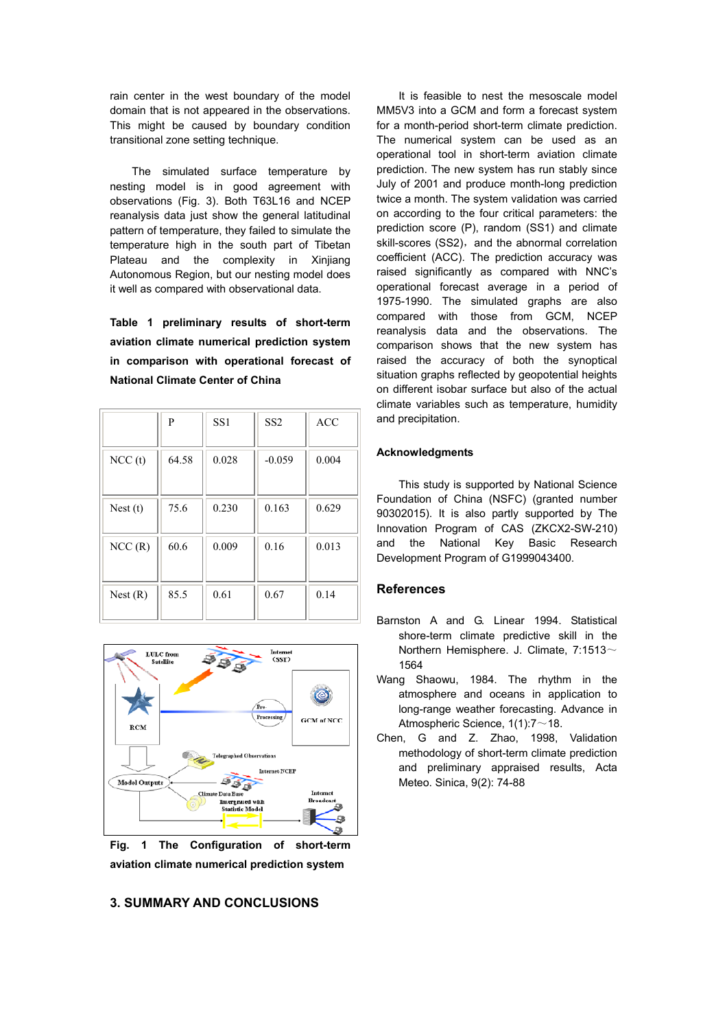rain center in the west boundary of the model domain that is not appeared in the observations. This might be caused by boundary condition transitional zone setting technique.

The simulated surface temperature by nesting model is in good agreement with observations (Fig. 3). Both T63L16 and NCEP reanalysis data just show the general latitudinal pattern of temperature, they failed to simulate the temperature high in the south part of Tibetan Plateau and the complexity in Xinjiang Autonomous Region, but our nesting model does it well as compared with observational data.

**Table 1 preliminary results of short-term aviation climate numerical prediction system in comparison with operational forecast of National Climate Center of China**

| | P | SS1 | SS2 | ACC |
|---|---|---|---|---|
| NCC (t) | 64.58 | 0.028 | -0.059 | 0.004 |
| Nest (t) | 75.6 | 0.230 | 0.163 | 0.629 |
| NCC (R) | 60.6 | 0.009 | 0.16 | 0.013 |
| Nest (R) | 85.5 | 0.61 | 0.67 | 0.14 |

**Fig. 1 The Configuration of short-term aviation climate numerical prediction system**

## 3. SUMMARY AND CONCLUSIONS

It is feasible to nest the mesoscale model MM5V3 into a GCM and form a forecast system for a month-period short-term climate prediction. The numerical system can be used as an operational tool in short-term aviation climate prediction. The new system has run stably since July of 2001 and produce month-long prediction twice a month. The system validation was carried on according to the four critical parameters: the prediction score (P), random (SS1) and climate skill-scores (SS2), and the abnormal correlation coefficient (ACC). The prediction accuracy was raised significantly as compared with NNC's operational forecast average in a period of 1975-1990. The simulated graphs are also compared with those from GCM, NCEP reanalysis data and the observations. The comparison shows that the new system has raised the accuracy of both the synoptical situation graphs reflected by geopotential heights on different isobar surface but also of the actual climate variables such as temperature, humidity and precipitation.

## Acknowledgments

This study is supported by National Science Foundation of China (NSFC) (granted number 90302015). It is also partly supported by The Innovation Program of CAS (ZKCX2-SW-210) and the National Key Basic Research Development Program of G1999043400.

## References

Barnston A and G. Linear 1994. Statistical shore-term climate predictive skill in the Northern Hemisphere. J. Climate, 7:1513～1564

Wang Shaowu, 1984. The rhythm in the atmosphere and oceans in application to long-range weather forecasting. Advance in Atmospheric Science, 1(1):7～18.

Chen, G and Z. Zhao, 1998, Validation methodology of short-term climate prediction and preliminary appraised results, Acta Meteo. Sinica, 9(2): 74-88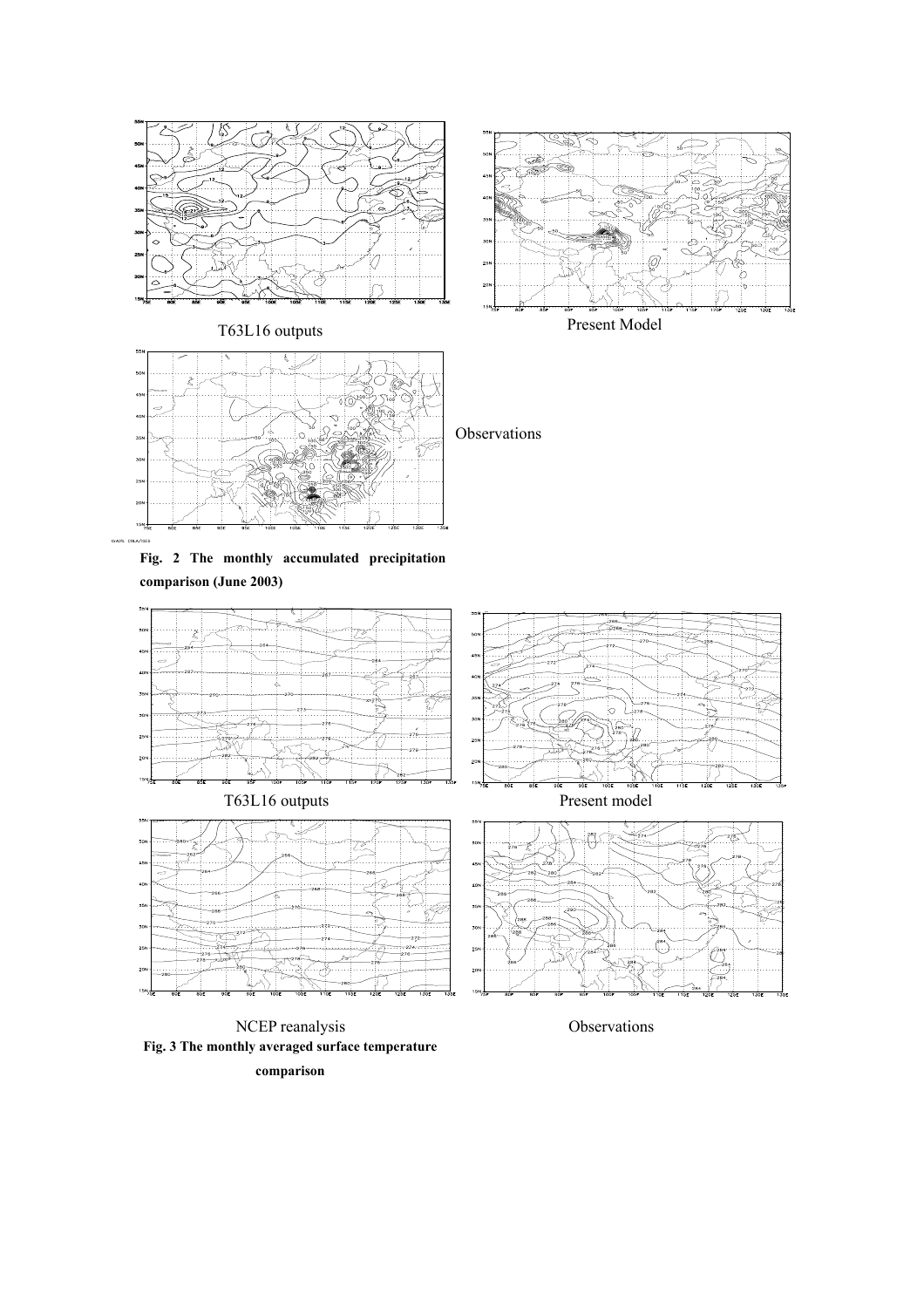T63L16 outputs

Present Model

Observations

**Fig. 2 The monthly accumulated precipitation comparison (June 2003)**

T63L16 outputs

Present model

NCEP reanalysis

Observations

**Fig. 3 The monthly averaged surface temperature comparison**